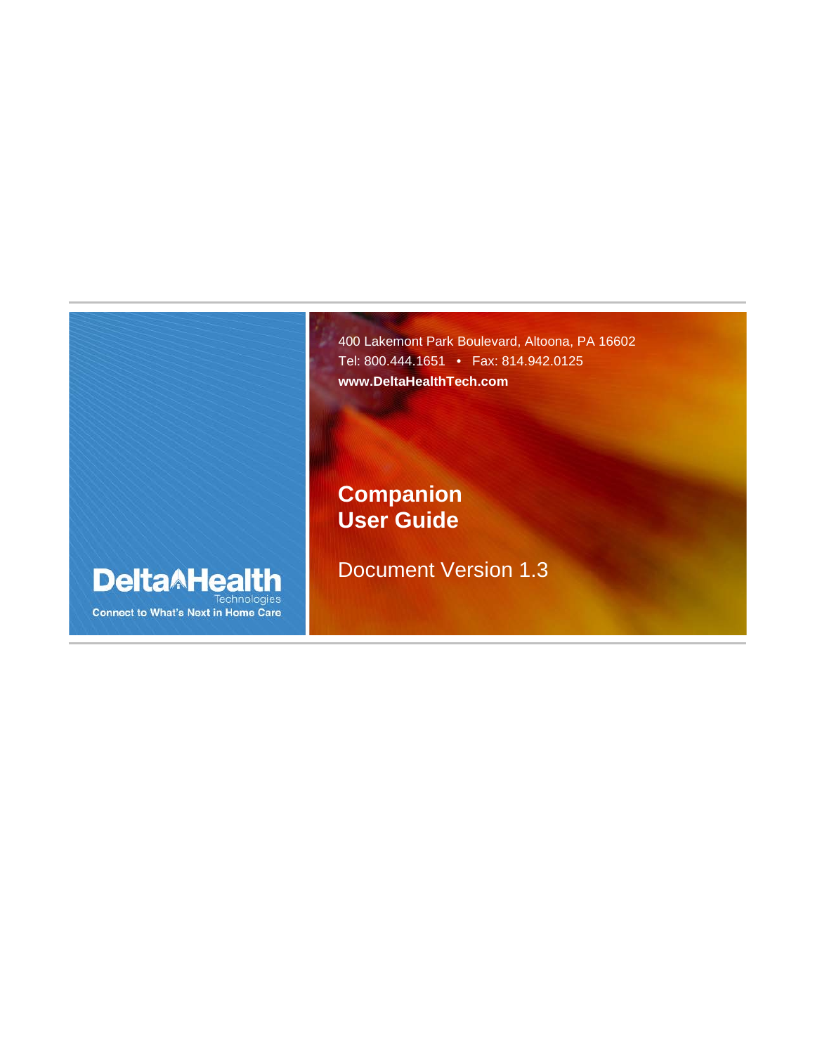DeltaHealth Technologies

Connect to What's Next in Home Care

400 Lakemont Park Boulevard, Altoona, PA 16602

Tel: 800.444.1651 • Fax: 814.942.0125

**www.DeltaHealthTech.com**

# Companion User Guide

Document Version 1.3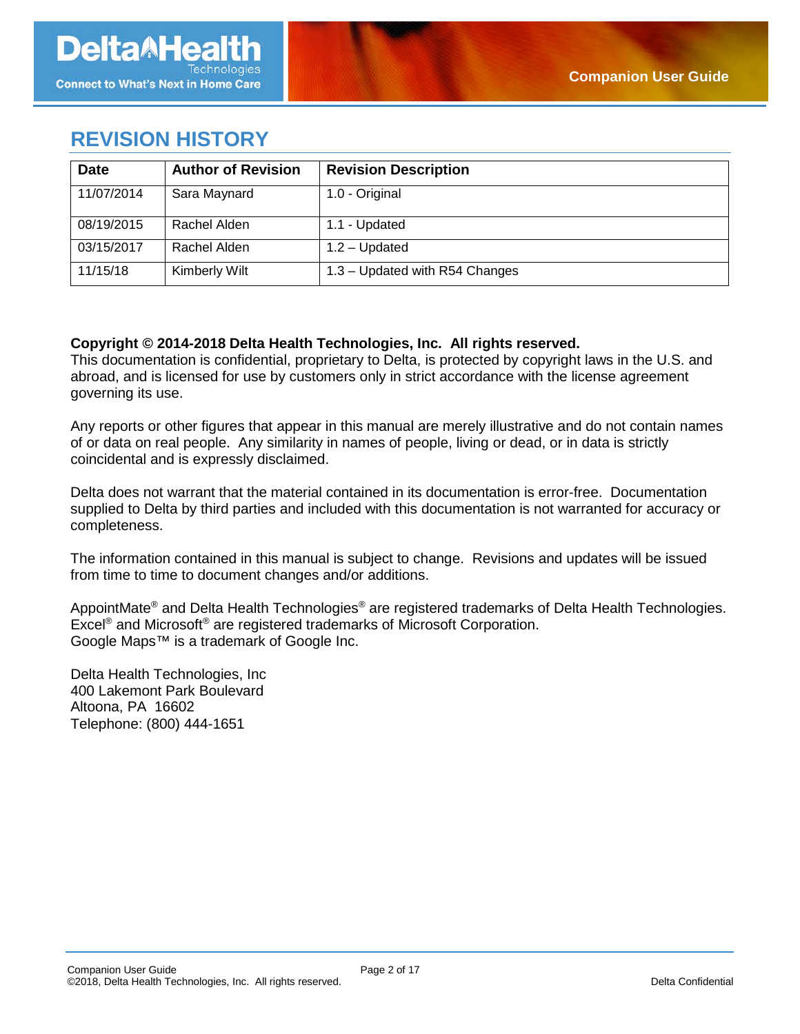# REVISION HISTORY

| Date | Author of Revision | Revision Description |
| --- | --- | --- |
| 11/07/2014 | Sara Maynard | 1.0 - Original |
| 08/19/2015 | Rachel Alden | 1.1 - Updated |
| 03/15/2017 | Rachel Alden | 1.2 – Updated |
| 11/15/18 | Kimberly Wilt | 1.3 – Updated with R54 Changes |

**Copyright © 2014-2018 Delta Health Technologies, Inc. All rights reserved.**
This documentation is confidential, proprietary to Delta, is protected by copyright laws in the U.S. and abroad, and is licensed for use by customers only in strict accordance with the license agreement governing its use.

Any reports or other figures that appear in this manual are merely illustrative and do not contain names of or data on real people. Any similarity in names of people, living or dead, or in data is strictly coincidental and is expressly disclaimed.

Delta does not warrant that the material contained in its documentation is error-free. Documentation supplied to Delta by third parties and included with this documentation is not warranted for accuracy or completeness.

The information contained in this manual is subject to change. Revisions and updates will be issued from time to time to document changes and/or additions.

AppointMate® and Delta Health Technologies® are registered trademarks of Delta Health Technologies.
Excel® and Microsoft® are registered trademarks of Microsoft Corporation.
Google Maps™ is a trademark of Google Inc.

Delta Health Technologies, Inc
400 Lakemont Park Boulevard
Altoona, PA 16602
Telephone: (800) 444-1651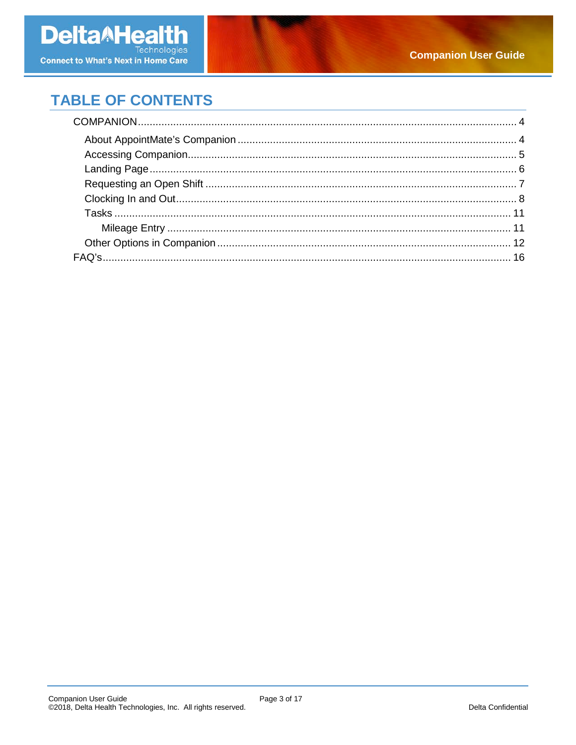# TABLE OF CONTENTS

- COMPANION ........................................................ 4
  - About AppointMate's Companion ........................................................ 4
  - Accessing Companion ........................................................ 5
  - Landing Page ........................................................ 6
  - Requesting an Open Shift ........................................................ 7
  - Clocking In and Out ........................................................ 8
  - Tasks ........................................................ 11
    - Mileage Entry ........................................................ 11
  - Other Options in Companion ........................................................ 12
- FAQ's ........................................................ 16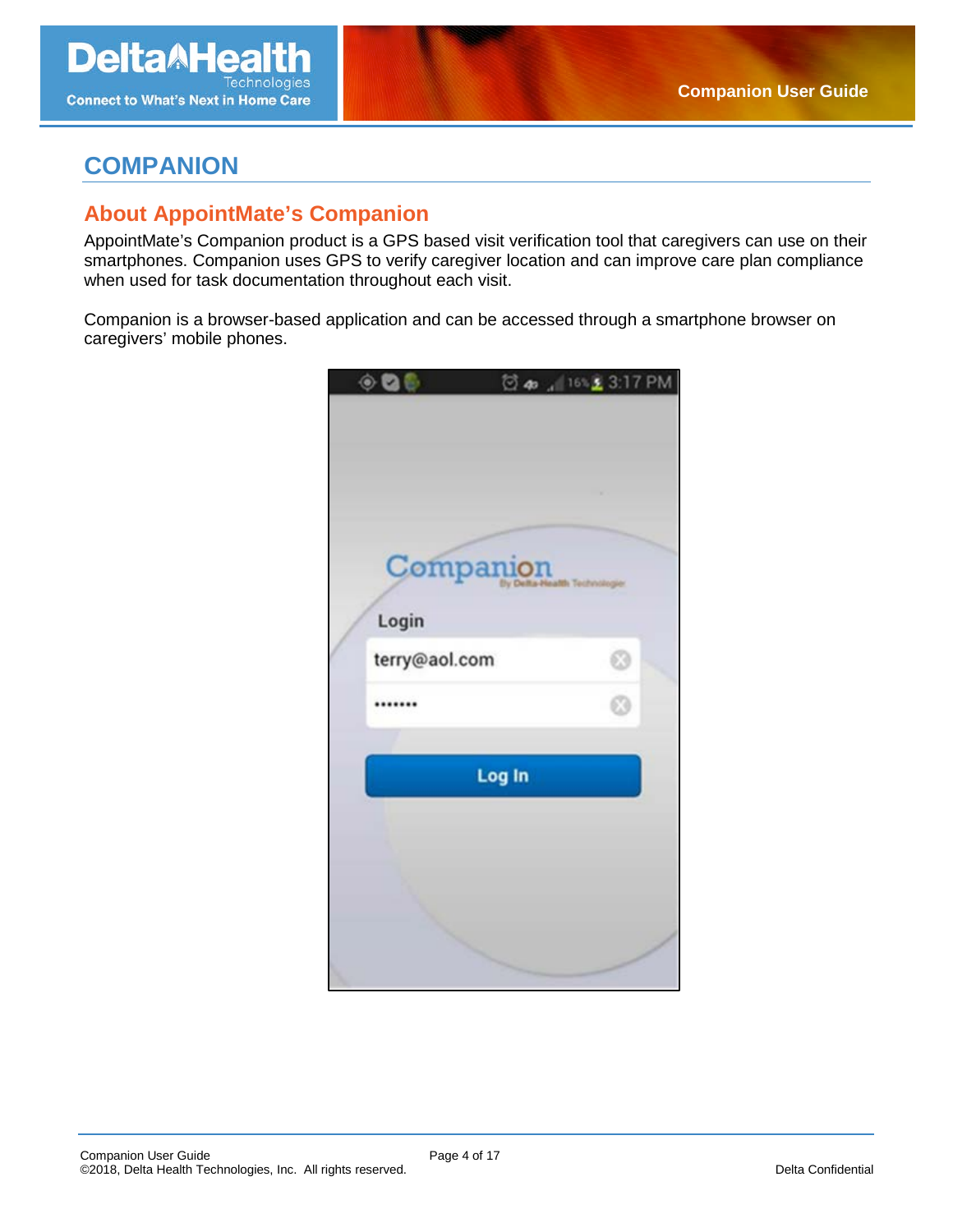# COMPANION

## About AppointMate's Companion

AppointMate's Companion product is a GPS based visit verification tool that caregivers can use on their smartphones. Companion uses GPS to verify caregiver location and can improve care plan compliance when used for task documentation throughout each visit.

Companion is a browser-based application and can be accessed through a smartphone browser on caregivers' mobile phones.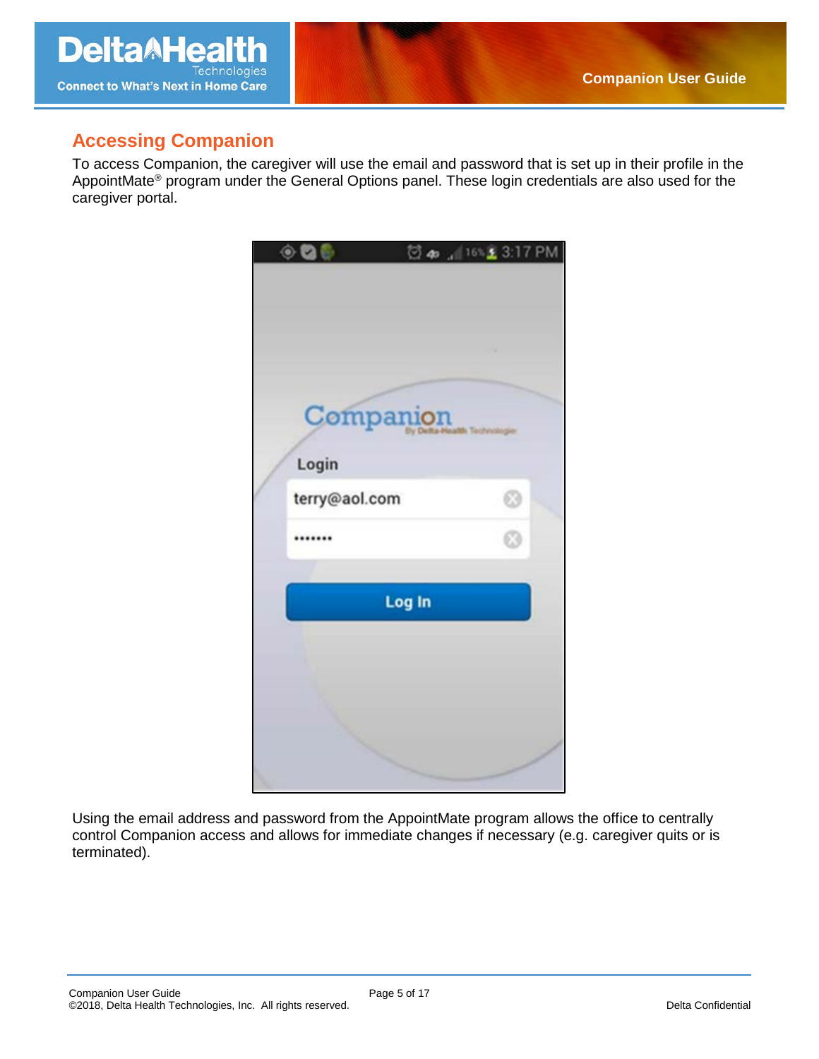## Accessing Companion

To access Companion, the caregiver will use the email and password that is set up in their profile in the AppointMate® program under the General Options panel. These login credentials are also used for the caregiver portal.

Using the email address and password from the AppointMate program allows the office to centrally control Companion access and allows for immediate changes if necessary (e.g. caregiver quits or is terminated).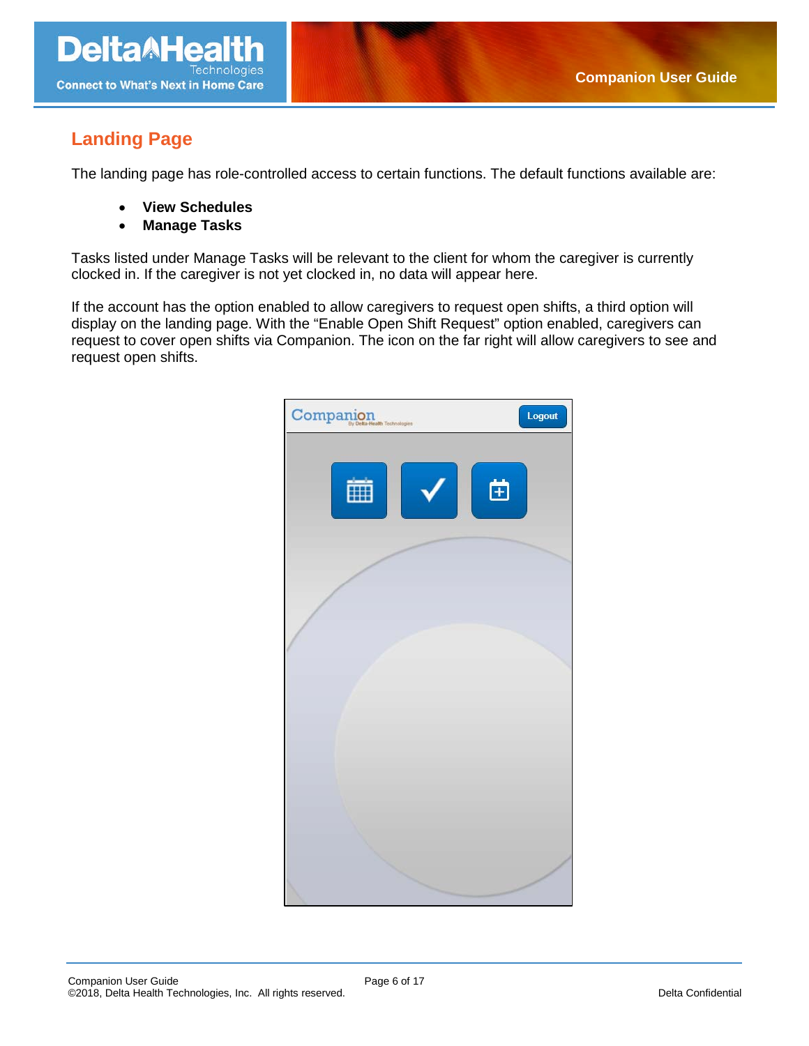## Landing Page

The landing page has role-controlled access to certain functions. The default functions available are:

- **View Schedules**
- **Manage Tasks**

Tasks listed under Manage Tasks will be relevant to the client for whom the caregiver is currently clocked in. If the caregiver is not yet clocked in, no data will appear here.

If the account has the option enabled to allow caregivers to request open shifts, a third option will display on the landing page. With the "Enable Open Shift Request" option enabled, caregivers can request to cover open shifts via Companion. The icon on the far right will allow caregivers to see and request open shifts.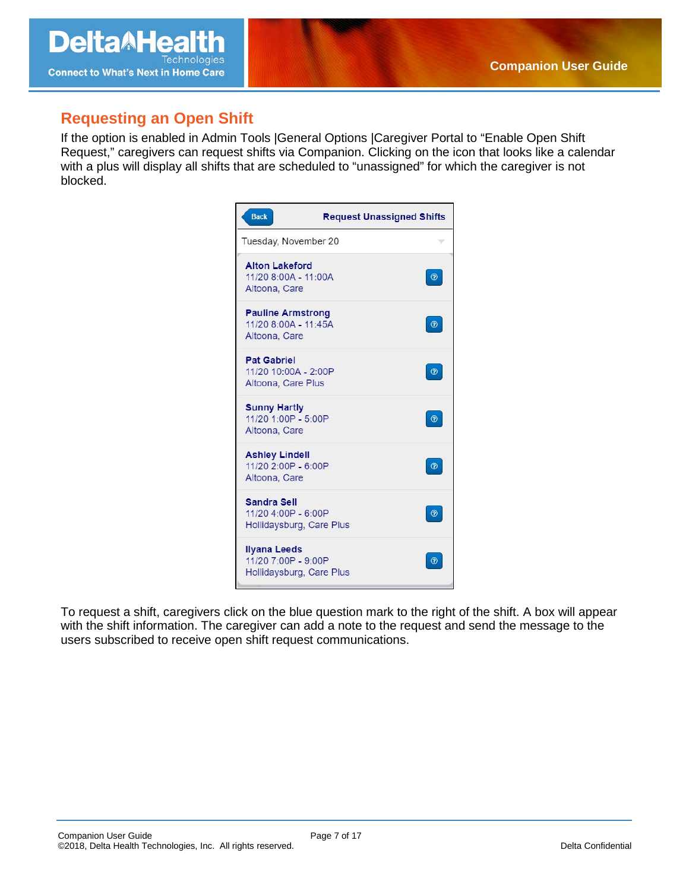## Requesting an Open Shift

If the option is enabled in Admin Tools |General Options |Caregiver Portal to "Enable Open Shift Request," caregivers can request shifts via Companion. Clicking on the icon that looks like a calendar with a plus will display all shifts that are scheduled to "unassigned" for which the caregiver is not blocked.

Back **Request Unassigned Shifts**

Tuesday, November 20

**Alton Lakeford**
11/20 8:00A - 11:00A
Altoona, Care

**Pauline Armstrong**
11/20 8:00A - 11:45A
Altoona, Care

**Pat Gabriel**
11/20 10:00A - 2:00P
Altoona, Care Plus

**Sunny Hartly**
11/20 1:00P - 5:00P
Altoona, Care

**Ashley Lindell**
11/20 2:00P - 6:00P
Altoona, Care

**Sandra Sell**
11/20 4:00P - 6:00P
Hollidaysburg, Care Plus

**Ilyana Leeds**
11/20 7:00P - 9:00P
Hollidaysburg, Care Plus

To request a shift, caregivers click on the blue question mark to the right of the shift. A box will appear with the shift information. The caregiver can add a note to the request and send the message to the users subscribed to receive open shift request communications.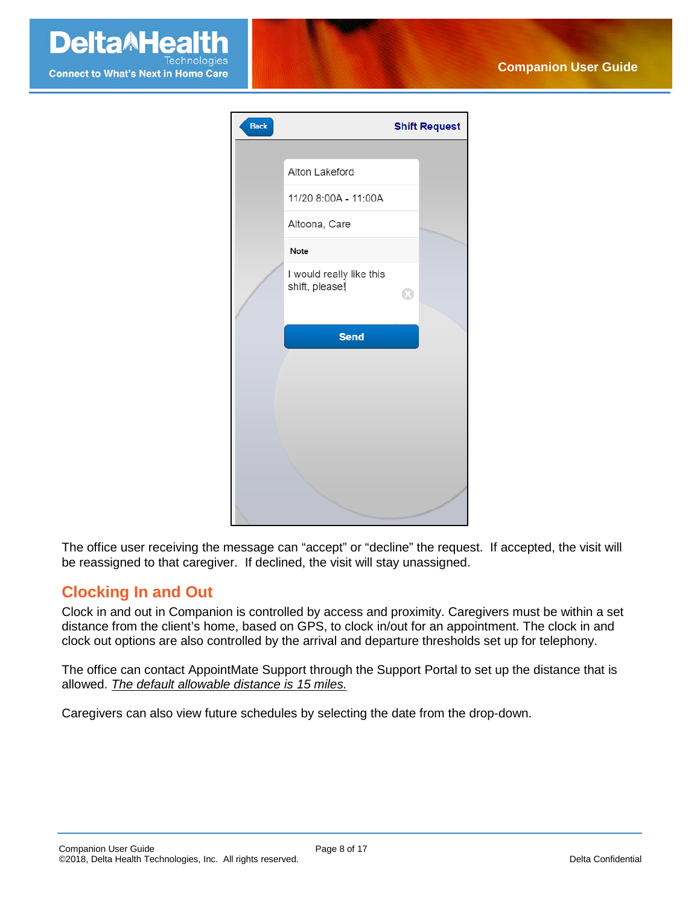The office user receiving the message can “accept” or “decline” the request. If accepted, the visit will be reassigned to that caregiver. If declined, the visit will stay unassigned.

## Clocking In and Out

Clock in and out in Companion is controlled by access and proximity. Caregivers must be within a set distance from the client’s home, based on GPS, to clock in/out for an appointment. The clock in and clock out options are also controlled by the arrival and departure thresholds set up for telephony.

The office can contact AppointMate Support through the Support Portal to set up the distance that is allowed. *The default allowable distance is 15 miles.*

Caregivers can also view future schedules by selecting the date from the drop-down.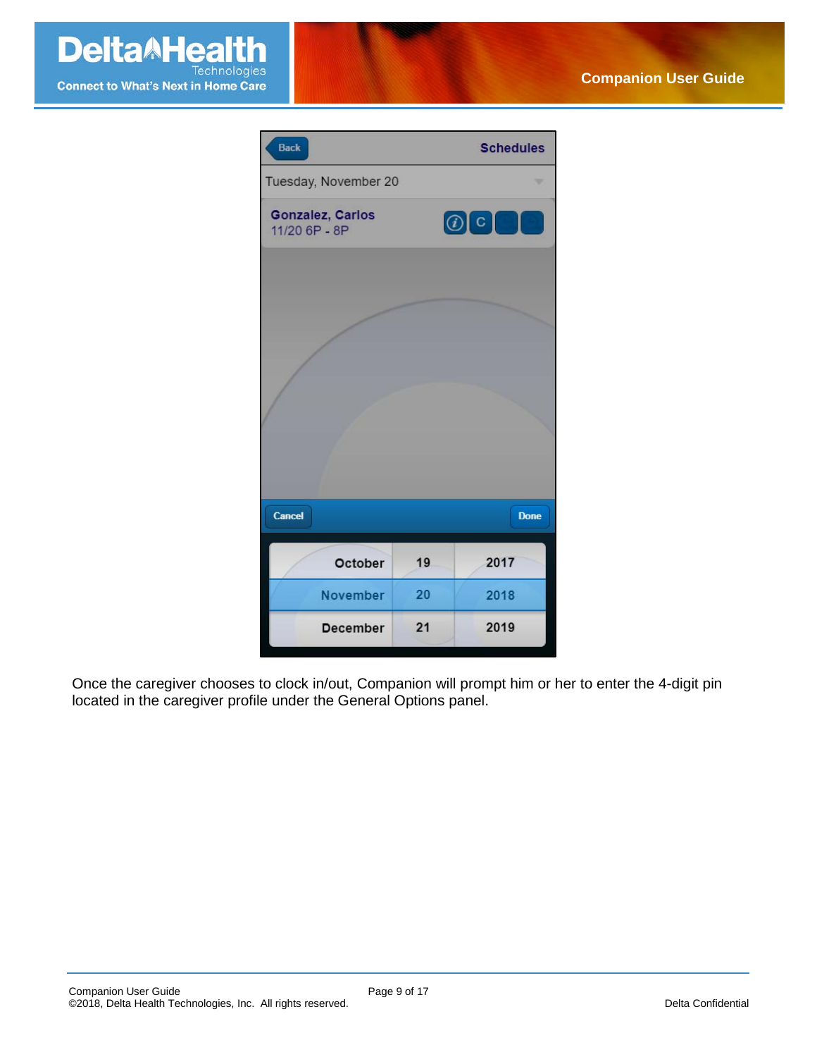Once the caregiver chooses to clock in/out, Companion will prompt him or her to enter the 4-digit pin located in the caregiver profile under the General Options panel.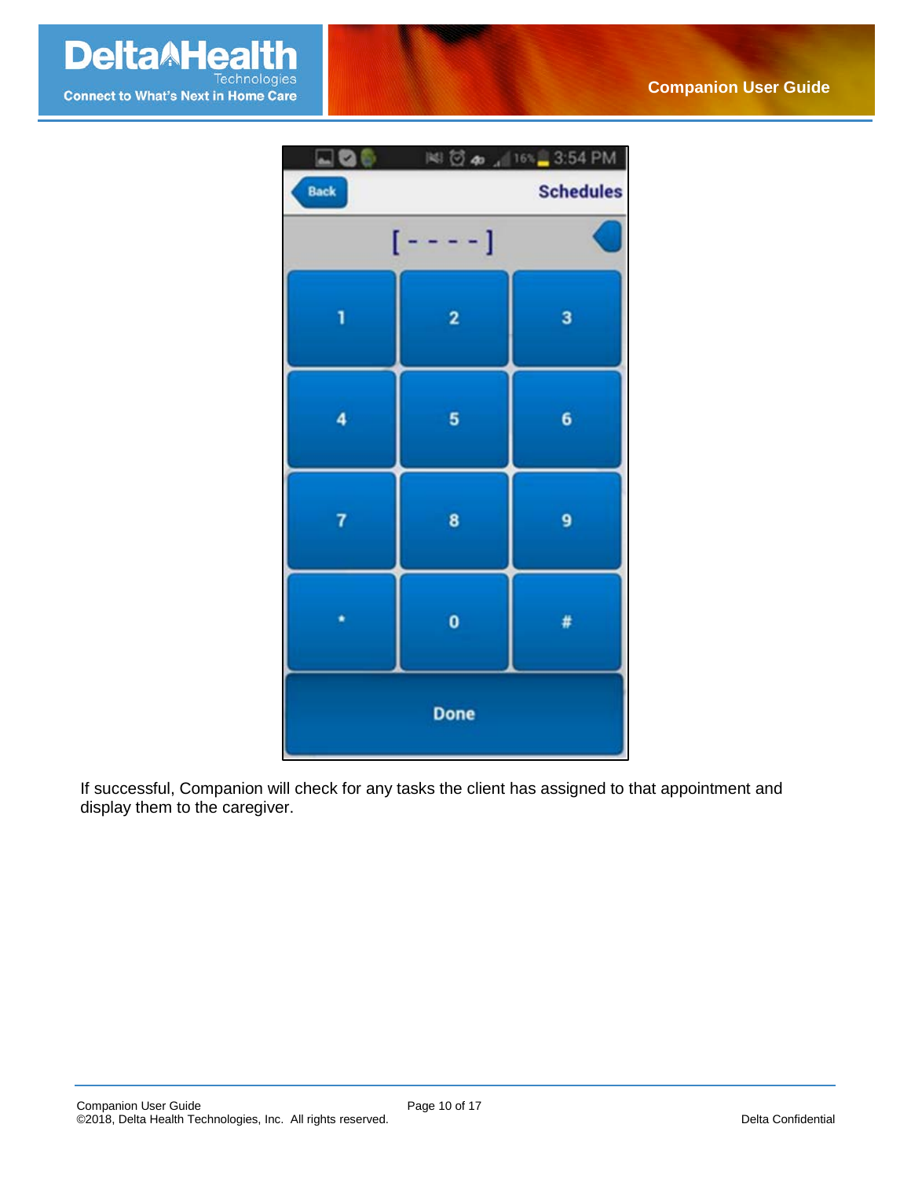If successful, Companion will check for any tasks the client has assigned to that appointment and display them to the caregiver.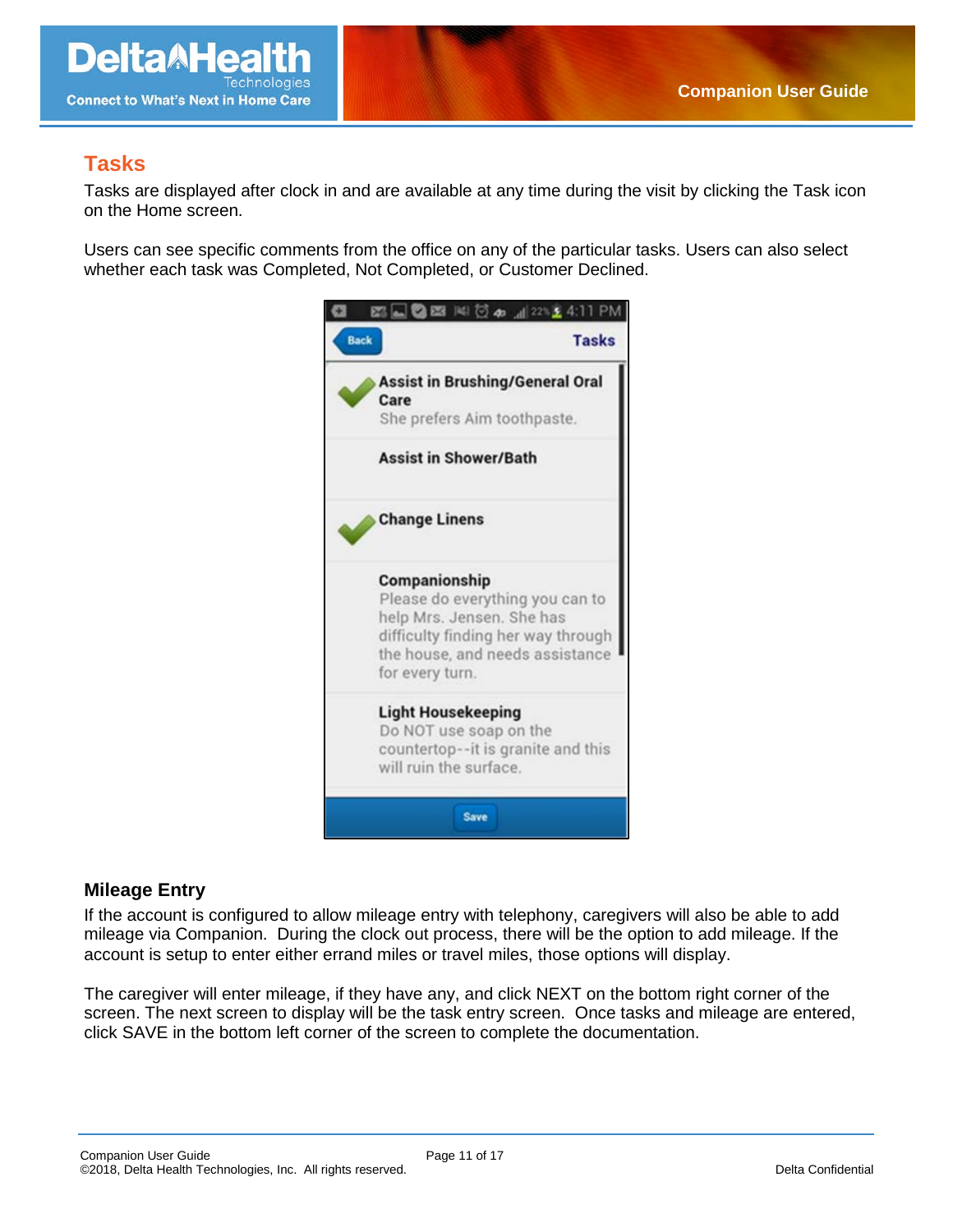## Tasks

Tasks are displayed after clock in and are available at any time during the visit by clicking the Task icon on the Home screen.

Users can see specific comments from the office on any of the particular tasks. Users can also select whether each task was Completed, Not Completed, or Customer Declined.

### Mileage Entry

If the account is configured to allow mileage entry with telephony, caregivers will also be able to add mileage via Companion. During the clock out process, there will be the option to add mileage. If the account is setup to enter either errand miles or travel miles, those options will display.

The caregiver will enter mileage, if they have any, and click NEXT on the bottom right corner of the screen. The next screen to display will be the task entry screen. Once tasks and mileage are entered, click SAVE in the bottom left corner of the screen to complete the documentation.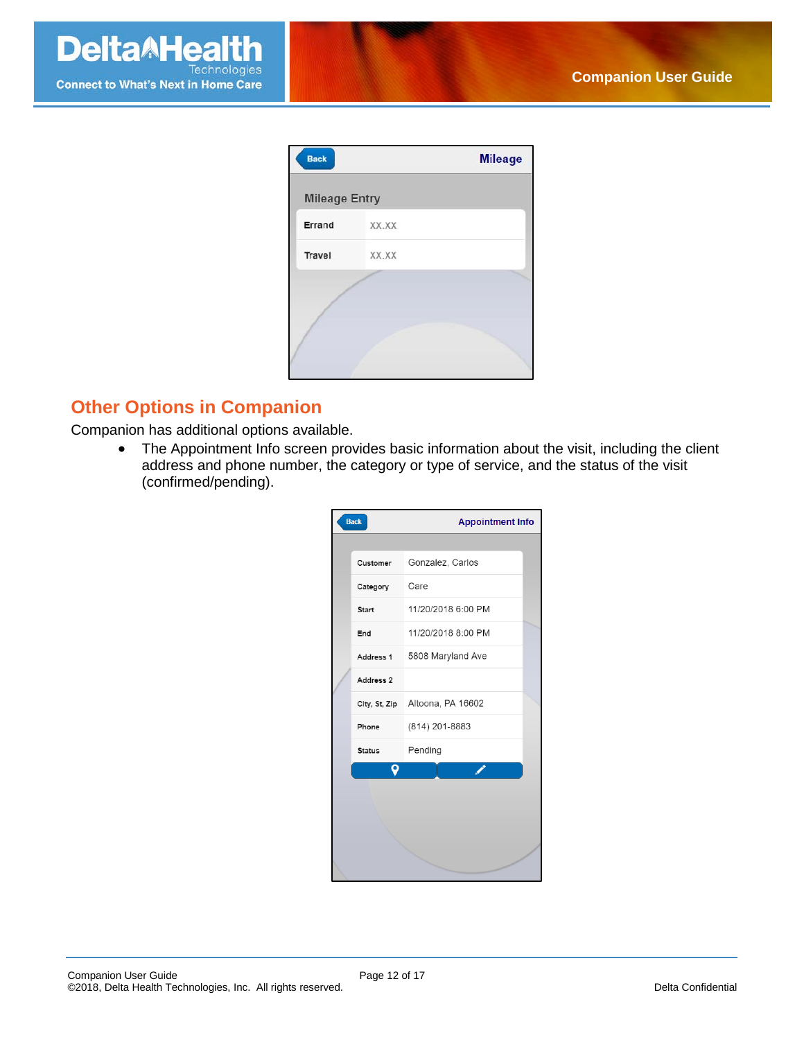## Other Options in Companion

Companion has additional options available.

- The Appointment Info screen provides basic information about the visit, including the client address and phone number, the category or type of service, and the status of the visit (confirmed/pending).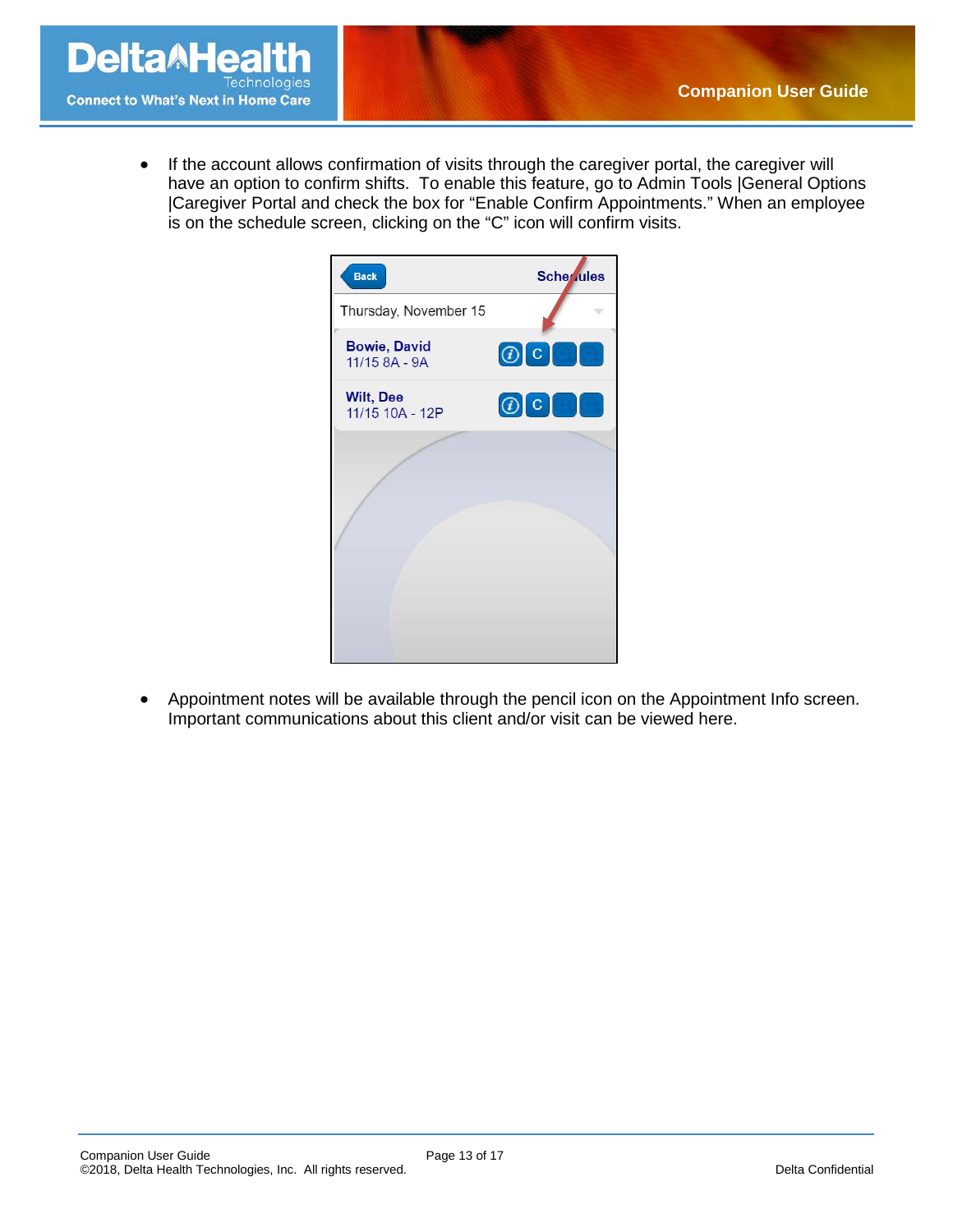- If the account allows confirmation of visits through the caregiver portal, the caregiver will have an option to confirm shifts. To enable this feature, go to Admin Tools |General Options |Caregiver Portal and check the box for “Enable Confirm Appointments.” When an employee is on the schedule screen, clicking on the “C” icon will confirm visits.

- Appointment notes will be available through the pencil icon on the Appointment Info screen. Important communications about this client and/or visit can be viewed here.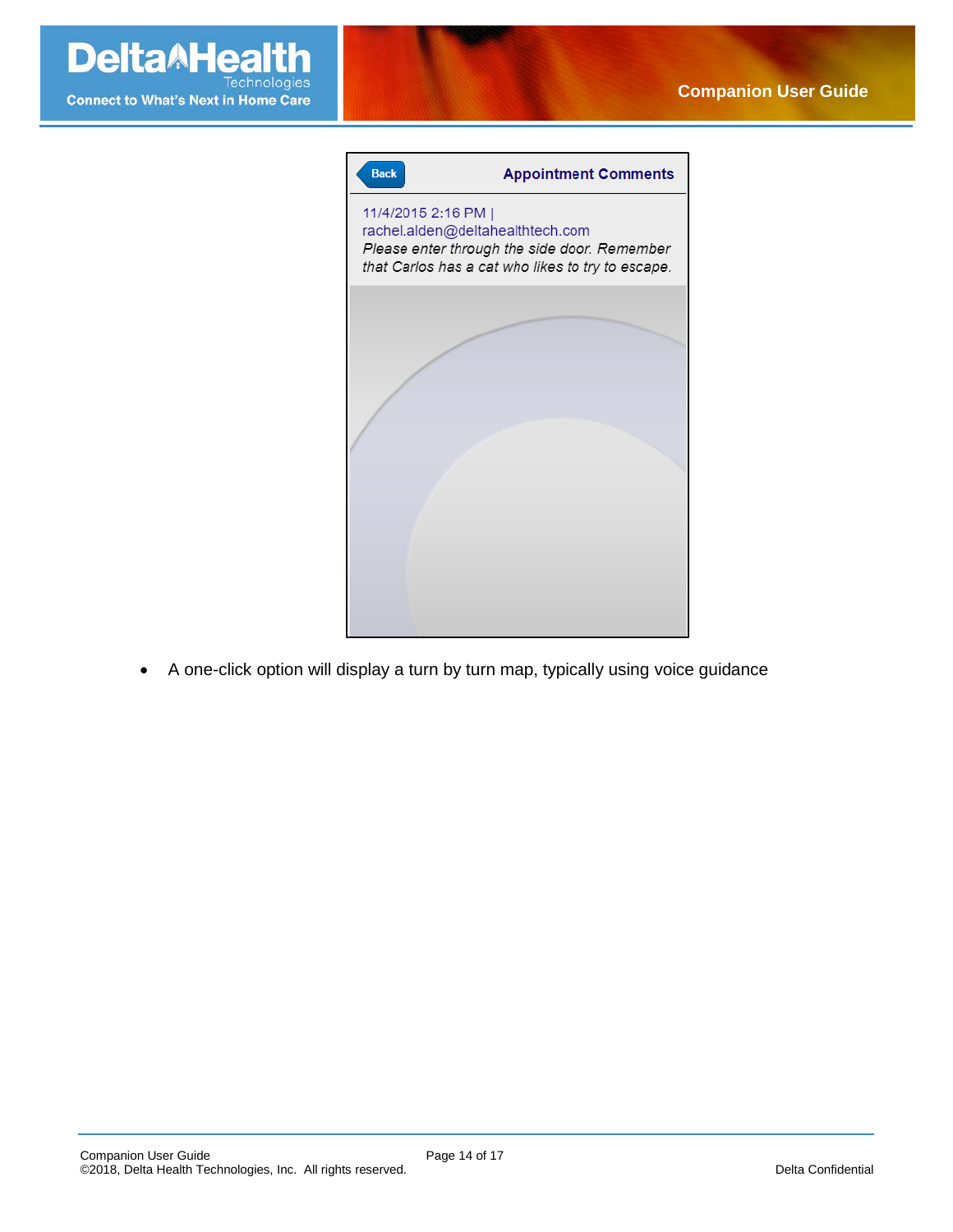Back **Appointment Comments**

11/4/2015 2:16 PM |
rachel.alden@deltahealthtech.com
*Please enter through the side door. Remember that Carlos has a cat who likes to try to escape.*

- A one-click option will display a turn by turn map, typically using voice guidance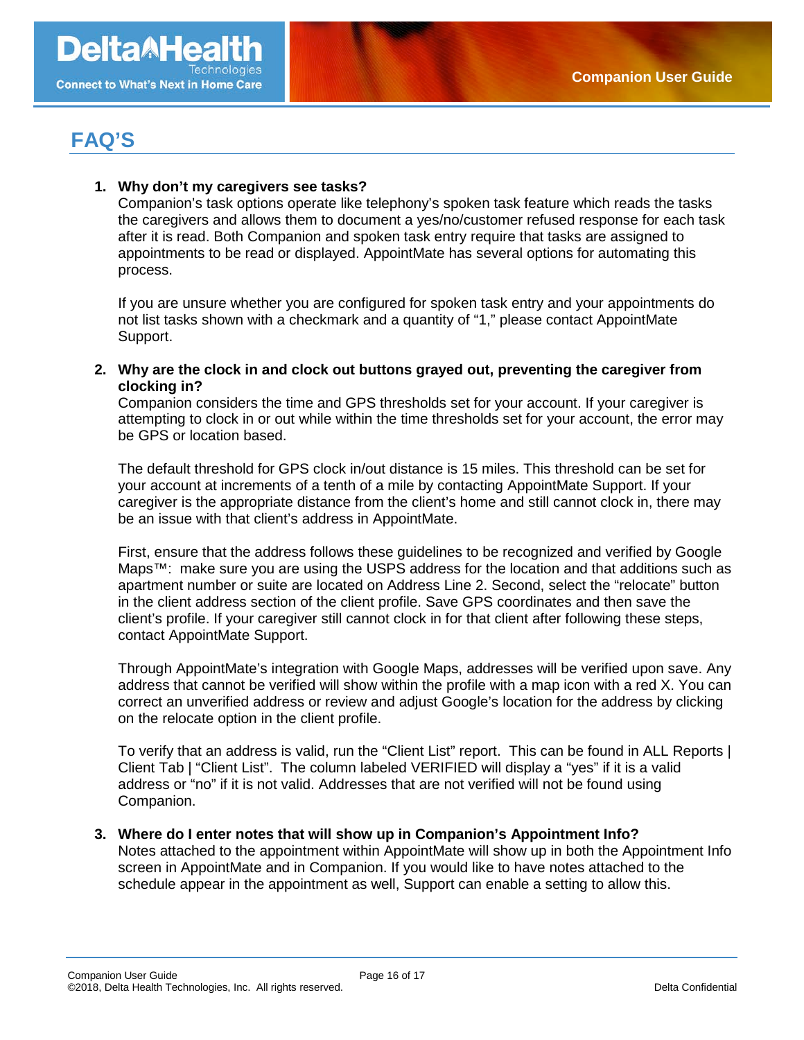# FAQ'S

1. **Why don't my caregivers see tasks?**
   Companion's task options operate like telephony's spoken task feature which reads the tasks the caregivers and allows them to document a yes/no/customer refused response for each task after it is read. Both Companion and spoken task entry require that tasks are assigned to appointments to be read or displayed. AppointMate has several options for automating this process.

   If you are unsure whether you are configured for spoken task entry and your appointments do not list tasks shown with a checkmark and a quantity of "1," please contact AppointMate Support.

2. **Why are the clock in and clock out buttons grayed out, preventing the caregiver from clocking in?**
   Companion considers the time and GPS thresholds set for your account. If your caregiver is attempting to clock in or out while within the time thresholds set for your account, the error may be GPS or location based.

   The default threshold for GPS clock in/out distance is 15 miles. This threshold can be set for your account at increments of a tenth of a mile by contacting AppointMate Support. If your caregiver is the appropriate distance from the client's home and still cannot clock in, there may be an issue with that client's address in AppointMate.

   First, ensure that the address follows these guidelines to be recognized and verified by Google Maps™: make sure you are using the USPS address for the location and that additions such as apartment number or suite are located on Address Line 2. Second, select the "relocate" button in the client address section of the client profile. Save GPS coordinates and then save the client's profile. If your caregiver still cannot clock in for that client after following these steps, contact AppointMate Support.

   Through AppointMate's integration with Google Maps, addresses will be verified upon save. Any address that cannot be verified will show within the profile with a map icon with a red X. You can correct an unverified address or review and adjust Google's location for the address by clicking on the relocate option in the client profile.

   To verify that an address is valid, run the "Client List" report. This can be found in ALL Reports | Client Tab | "Client List". The column labeled VERIFIED will display a "yes" if it is a valid address or "no" if it is not valid. Addresses that are not verified will not be found using Companion.

3. **Where do I enter notes that will show up in Companion's Appointment Info?**
   Notes attached to the appointment within AppointMate will show up in both the Appointment Info screen in AppointMate and in Companion. If you would like to have notes attached to the schedule appear in the appointment as well, Support can enable a setting to allow this.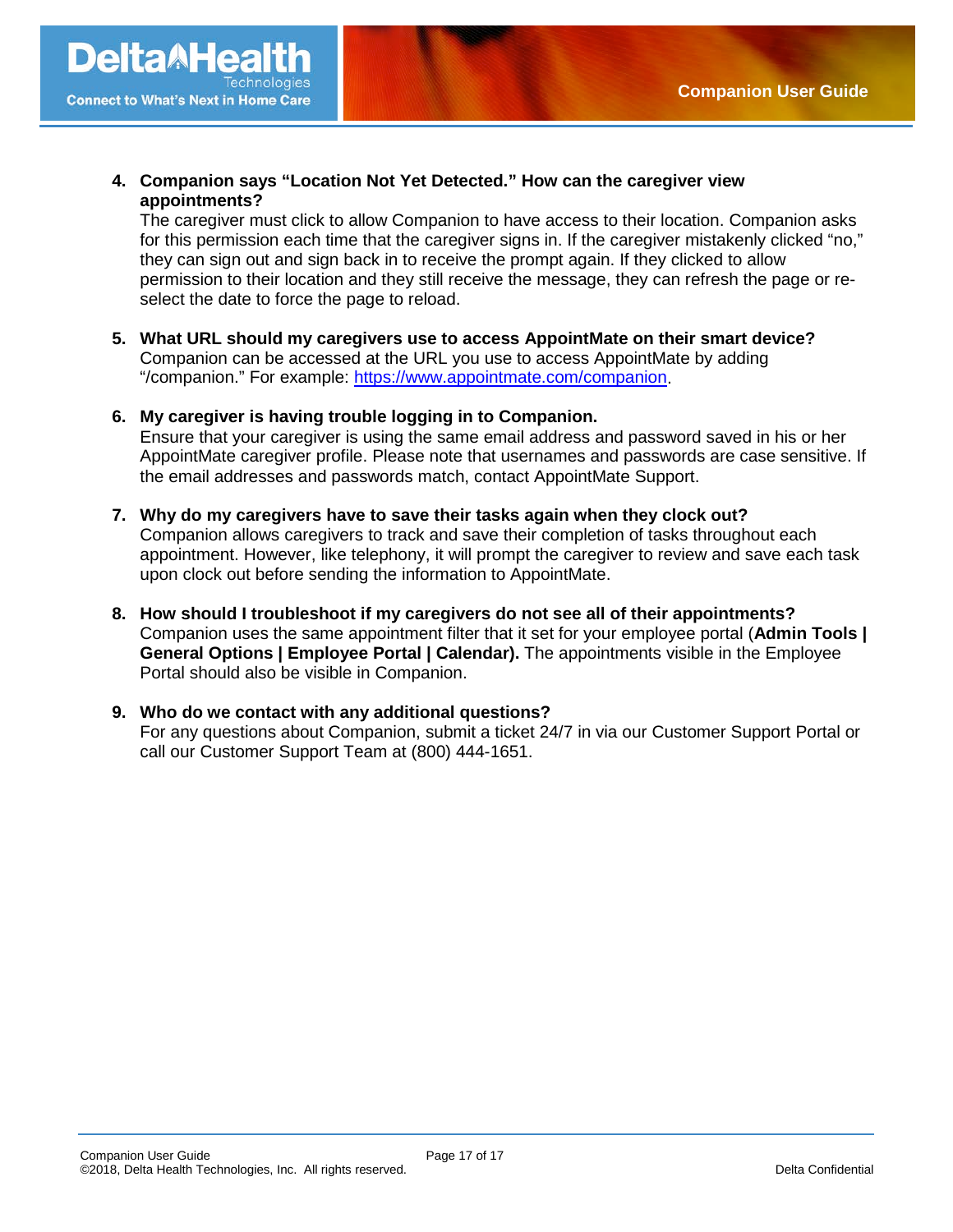4. **Companion says “Location Not Yet Detected.” How can the caregiver view appointments?**
   The caregiver must click to allow Companion to have access to their location. Companion asks for this permission each time that the caregiver signs in. If the caregiver mistakenly clicked “no,” they can sign out and sign back in to receive the prompt again. If they clicked to allow permission to their location and they still receive the message, they can refresh the page or re-select the date to force the page to reload.

5. **What URL should my caregivers use to access AppointMate on their smart device?**
   Companion can be accessed at the URL you use to access AppointMate by adding “/companion.” For example: https://www.appointmate.com/companion.

6. **My caregiver is having trouble logging in to Companion.**
   Ensure that your caregiver is using the same email address and password saved in his or her AppointMate caregiver profile. Please note that usernames and passwords are case sensitive. If the email addresses and passwords match, contact AppointMate Support.

7. **Why do my caregivers have to save their tasks again when they clock out?**
   Companion allows caregivers to track and save their completion of tasks throughout each appointment. However, like telephony, it will prompt the caregiver to review and save each task upon clock out before sending the information to AppointMate.

8. **How should I troubleshoot if my caregivers do not see all of their appointments?**
   Companion uses the same appointment filter that it set for your employee portal (**Admin Tools | General Options | Employee Portal | Calendar).** The appointments visible in the Employee Portal should also be visible in Companion.

9. **Who do we contact with any additional questions?**
   For any questions about Companion, submit a ticket 24/7 in via our Customer Support Portal or call our Customer Support Team at (800) 444-1651.